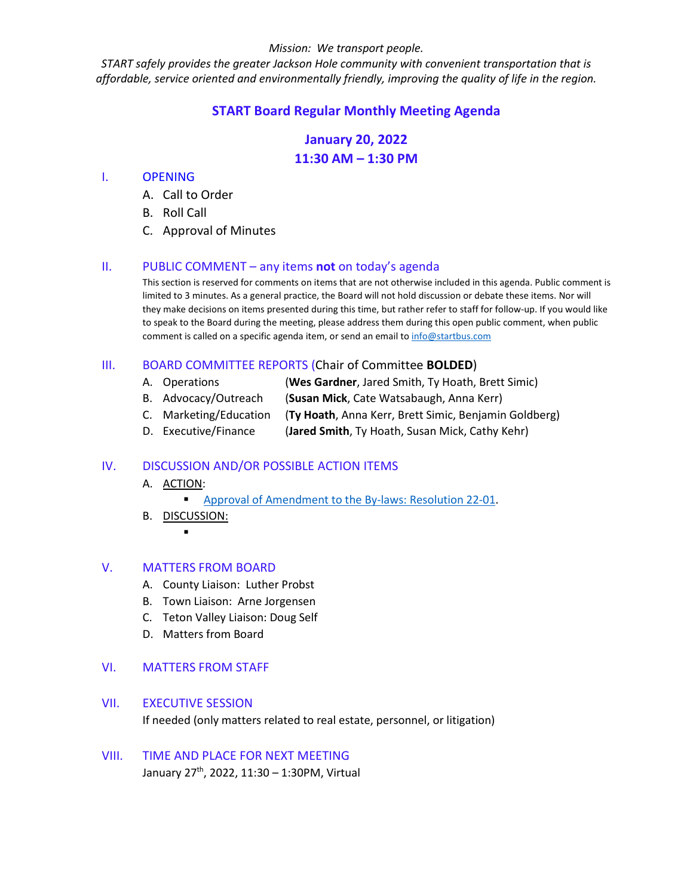*Mission: We transport people.*

*START safely provides the greater Jackson Hole community with convenient transportation that is affordable, service oriented and environmentally friendly, improving the quality of life in the region.*

# START Board Regular Monthly Meeting Agenda

## January 20, 2022
## 11:30 AM – 1:30 PM

### I. OPENING

A. Call to Order
B. Roll Call
C. Approval of Minutes

### II. PUBLIC COMMENT – any items **not** on today's agenda

This section is reserved for comments on items that are not otherwise included in this agenda. Public comment is limited to 3 minutes. As a general practice, the Board will not hold discussion or debate these items. Nor will they make decisions on items presented during this time, but rather refer to staff for follow-up. If you would like to speak to the Board during the meeting, please address them during this open public comment, when public comment is called on a specific agenda item, or send an email to info@startbus.com

### III. BOARD COMMITTEE REPORTS (Chair of Committee **BOLDED**)

A. Operations (**Wes Gardner**, Jared Smith, Ty Hoath, Brett Simic)
B. Advocacy/Outreach (**Susan Mick**, Cate Watsabaugh, Anna Kerr)
C. Marketing/Education (**Ty Hoath**, Anna Kerr, Brett Simic, Benjamin Goldberg)
D. Executive/Finance (**Jared Smith**, Ty Hoath, Susan Mick, Cathy Kehr)

### IV. DISCUSSION AND/OR POSSIBLE ACTION ITEMS

A. ACTION:
- Approval of Amendment to the By-laws: Resolution 22-01.

B. DISCUSSION:
- 

### V. MATTERS FROM BOARD

A. County Liaison: Luther Probst
B. Town Liaison: Arne Jorgensen
C. Teton Valley Liaison: Doug Self
D. Matters from Board

### VI. MATTERS FROM STAFF

### VII. EXECUTIVE SESSION

If needed (only matters related to real estate, personnel, or litigation)

### VIII. TIME AND PLACE FOR NEXT MEETING

January 27th, 2022, 11:30 – 1:30PM, Virtual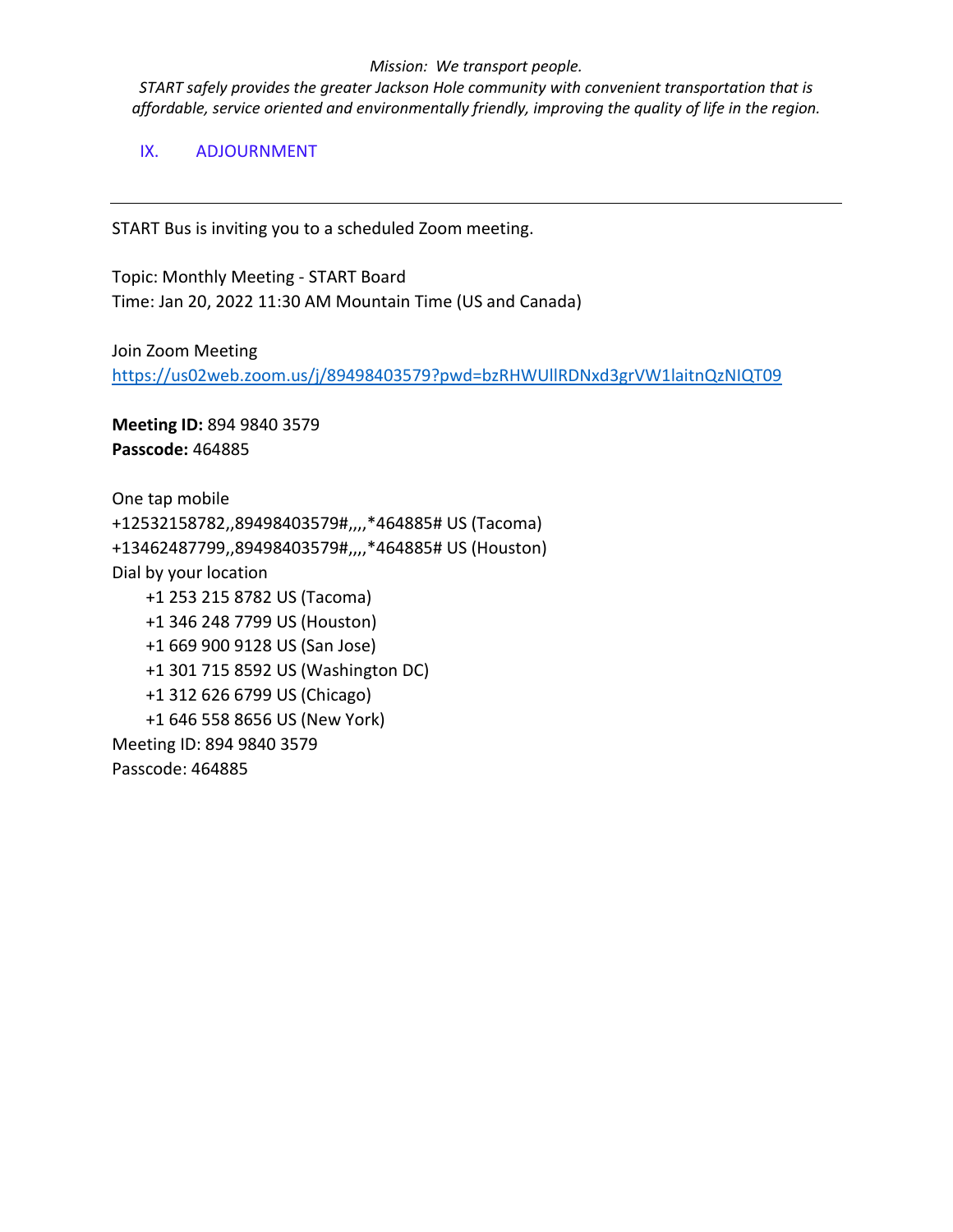*Mission: We transport people.*

*START safely provides the greater Jackson Hole community with convenient transportation that is affordable, service oriented and environmentally friendly, improving the quality of life in the region.*

## IX. ADJOURNMENT

---

START Bus is inviting you to a scheduled Zoom meeting.

Topic: Monthly Meeting - START Board
Time: Jan 20, 2022 11:30 AM Mountain Time (US and Canada)

Join Zoom Meeting
https://us02web.zoom.us/j/89498403579?pwd=bzRHWUllRDNxd3grVW1laitnQzNIQT09

**Meeting ID:** 894 9840 3579
**Passcode:** 464885

One tap mobile
+12532158782,,89498403579#,,,,*464885# US (Tacoma)
+13462487799,,89498403579#,,,,*464885# US (Houston)
Dial by your location
 +1 253 215 8782 US (Tacoma)
 +1 346 248 7799 US (Houston)
 +1 669 900 9128 US (San Jose)
 +1 301 715 8592 US (Washington DC)
 +1 312 626 6799 US (Chicago)
 +1 646 558 8656 US (New York)
Meeting ID: 894 9840 3579
Passcode: 464885